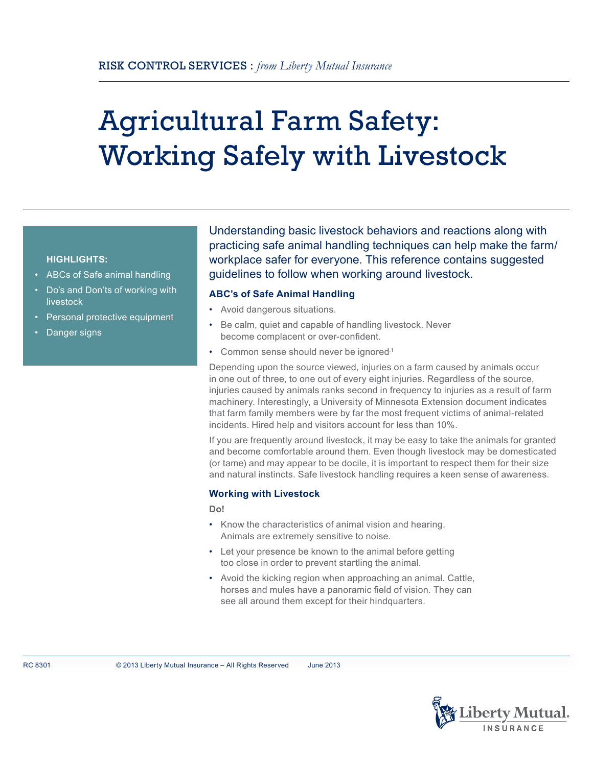RISK CONTROL SERVICES : *from Liberty Mutual Insurance*

# Agricultural Farm Safety: Working Safely with Livestock

**HIGHLIGHTS:**

- ABCs of Safe animal handling
- Do's and Don'ts of working with livestock
- Personal protective equipment
- Danger signs

Understanding basic livestock behaviors and reactions along with practicing safe animal handling techniques can help make the farm/workplace safer for everyone. This reference contains suggested guidelines to follow when working around livestock.

### ABC's of Safe Animal Handling

- Avoid dangerous situations.
- Be calm, quiet and capable of handling livestock. Never become complacent or over-confident.
- Common sense should never be ignored[1]

Depending upon the source viewed, injuries on a farm caused by animals occur in one out of three, to one out of every eight injuries. Regardless of the source, injuries caused by animals ranks second in frequency to injuries as a result of farm machinery. Interestingly, a University of Minnesota Extension document indicates that farm family members were by far the most frequent victims of animal-related incidents. Hired help and visitors account for less than 10%.

If you are frequently around livestock, it may be easy to take the animals for granted and become comfortable around them. Even though livestock may be domesticated (or tame) and may appear to be docile, it is important to respect them for their size and natural instincts. Safe livestock handling requires a keen sense of awareness.

### Working with Livestock

**Do!**

- Know the characteristics of animal vision and hearing. Animals are extremely sensitive to noise.
- Let your presence be known to the animal before getting too close in order to prevent startling the animal.
- Avoid the kicking region when approaching an animal. Cattle, horses and mules have a panoramic field of vision. They can see all around them except for their hindquarters.

RC 8301 © 2013 Liberty Mutual Insurance – All Rights Reserved June 2013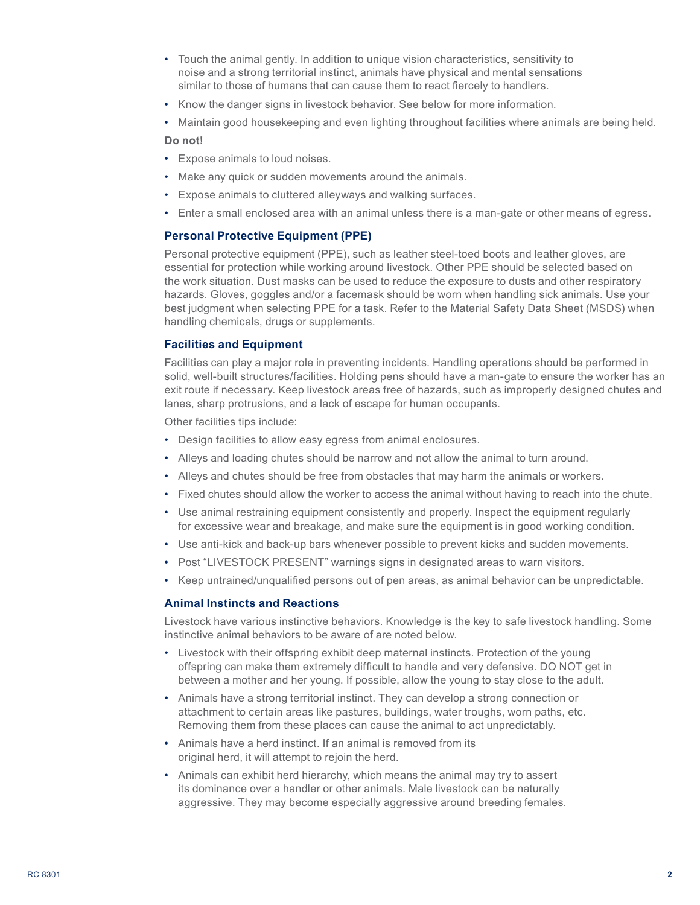- Touch the animal gently. In addition to unique vision characteristics, sensitivity to noise and a strong territorial instinct, animals have physical and mental sensations similar to those of humans that can cause them to react fiercely to handlers.
- Know the danger signs in livestock behavior. See below for more information.
- Maintain good housekeeping and even lighting throughout facilities where animals are being held.

**Do not!**

- Expose animals to loud noises.
- Make any quick or sudden movements around the animals.
- Expose animals to cluttered alleyways and walking surfaces.
- Enter a small enclosed area with an animal unless there is a man-gate or other means of egress.

### Personal Protective Equipment (PPE)

Personal protective equipment (PPE), such as leather steel-toed boots and leather gloves, are essential for protection while working around livestock. Other PPE should be selected based on the work situation. Dust masks can be used to reduce the exposure to dusts and other respiratory hazards. Gloves, goggles and/or a facemask should be worn when handling sick animals. Use your best judgment when selecting PPE for a task. Refer to the Material Safety Data Sheet (MSDS) when handling chemicals, drugs or supplements.

### Facilities and Equipment

Facilities can play a major role in preventing incidents. Handling operations should be performed in solid, well-built structures/facilities. Holding pens should have a man-gate to ensure the worker has an exit route if necessary. Keep livestock areas free of hazards, such as improperly designed chutes and lanes, sharp protrusions, and a lack of escape for human occupants.

Other facilities tips include:

- Design facilities to allow easy egress from animal enclosures.
- Alleys and loading chutes should be narrow and not allow the animal to turn around.
- Alleys and chutes should be free from obstacles that may harm the animals or workers.
- Fixed chutes should allow the worker to access the animal without having to reach into the chute.
- Use animal restraining equipment consistently and properly. Inspect the equipment regularly for excessive wear and breakage, and make sure the equipment is in good working condition.
- Use anti-kick and back-up bars whenever possible to prevent kicks and sudden movements.
- Post "LIVESTOCK PRESENT" warnings signs in designated areas to warn visitors.
- Keep untrained/unqualified persons out of pen areas, as animal behavior can be unpredictable.

### Animal Instincts and Reactions

Livestock have various instinctive behaviors. Knowledge is the key to safe livestock handling. Some instinctive animal behaviors to be aware of are noted below.

- Livestock with their offspring exhibit deep maternal instincts. Protection of the young offspring can make them extremely difficult to handle and very defensive. DO NOT get in between a mother and her young. If possible, allow the young to stay close to the adult.
- Animals have a strong territorial instinct. They can develop a strong connection or attachment to certain areas like pastures, buildings, water troughs, worn paths, etc. Removing them from these places can cause the animal to act unpredictably.
- Animals have a herd instinct. If an animal is removed from its original herd, it will attempt to rejoin the herd.
- Animals can exhibit herd hierarchy, which means the animal may try to assert its dominance over a handler or other animals. Male livestock can be naturally aggressive. They may become especially aggressive around breeding females.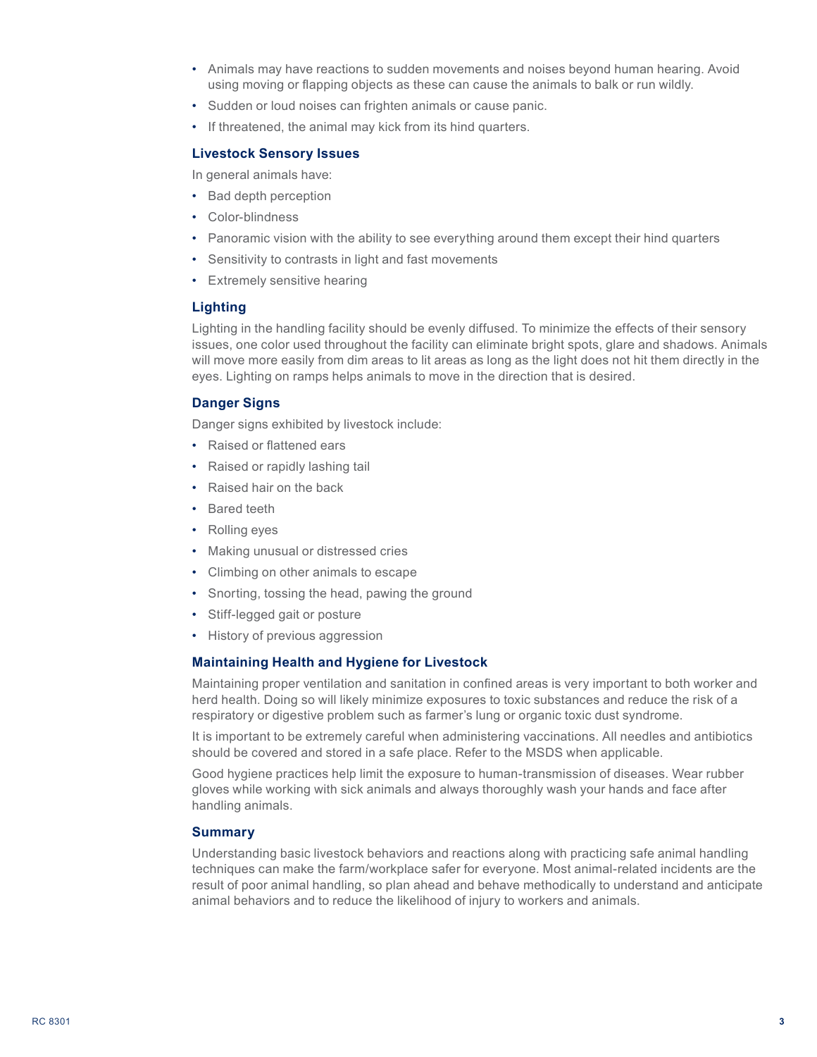- Animals may have reactions to sudden movements and noises beyond human hearing. Avoid using moving or flapping objects as these can cause the animals to balk or run wildly.
- Sudden or loud noises can frighten animals or cause panic.
- If threatened, the animal may kick from its hind quarters.

### Livestock Sensory Issues

In general animals have:

- Bad depth perception
- Color-blindness
- Panoramic vision with the ability to see everything around them except their hind quarters
- Sensitivity to contrasts in light and fast movements
- Extremely sensitive hearing

### Lighting

Lighting in the handling facility should be evenly diffused. To minimize the effects of their sensory issues, one color used throughout the facility can eliminate bright spots, glare and shadows. Animals will move more easily from dim areas to lit areas as long as the light does not hit them directly in the eyes. Lighting on ramps helps animals to move in the direction that is desired.

### Danger Signs

Danger signs exhibited by livestock include:

- Raised or flattened ears
- Raised or rapidly lashing tail
- Raised hair on the back
- Bared teeth
- Rolling eyes
- Making unusual or distressed cries
- Climbing on other animals to escape
- Snorting, tossing the head, pawing the ground
- Stiff-legged gait or posture
- History of previous aggression

### Maintaining Health and Hygiene for Livestock

Maintaining proper ventilation and sanitation in confined areas is very important to both worker and herd health. Doing so will likely minimize exposures to toxic substances and reduce the risk of a respiratory or digestive problem such as farmer's lung or organic toxic dust syndrome.

It is important to be extremely careful when administering vaccinations. All needles and antibiotics should be covered and stored in a safe place. Refer to the MSDS when applicable.

Good hygiene practices help limit the exposure to human-transmission of diseases. Wear rubber gloves while working with sick animals and always thoroughly wash your hands and face after handling animals.

### Summary

Understanding basic livestock behaviors and reactions along with practicing safe animal handling techniques can make the farm/workplace safer for everyone. Most animal-related incidents are the result of poor animal handling, so plan ahead and behave methodically to understand and anticipate animal behaviors and to reduce the likelihood of injury to workers and animals.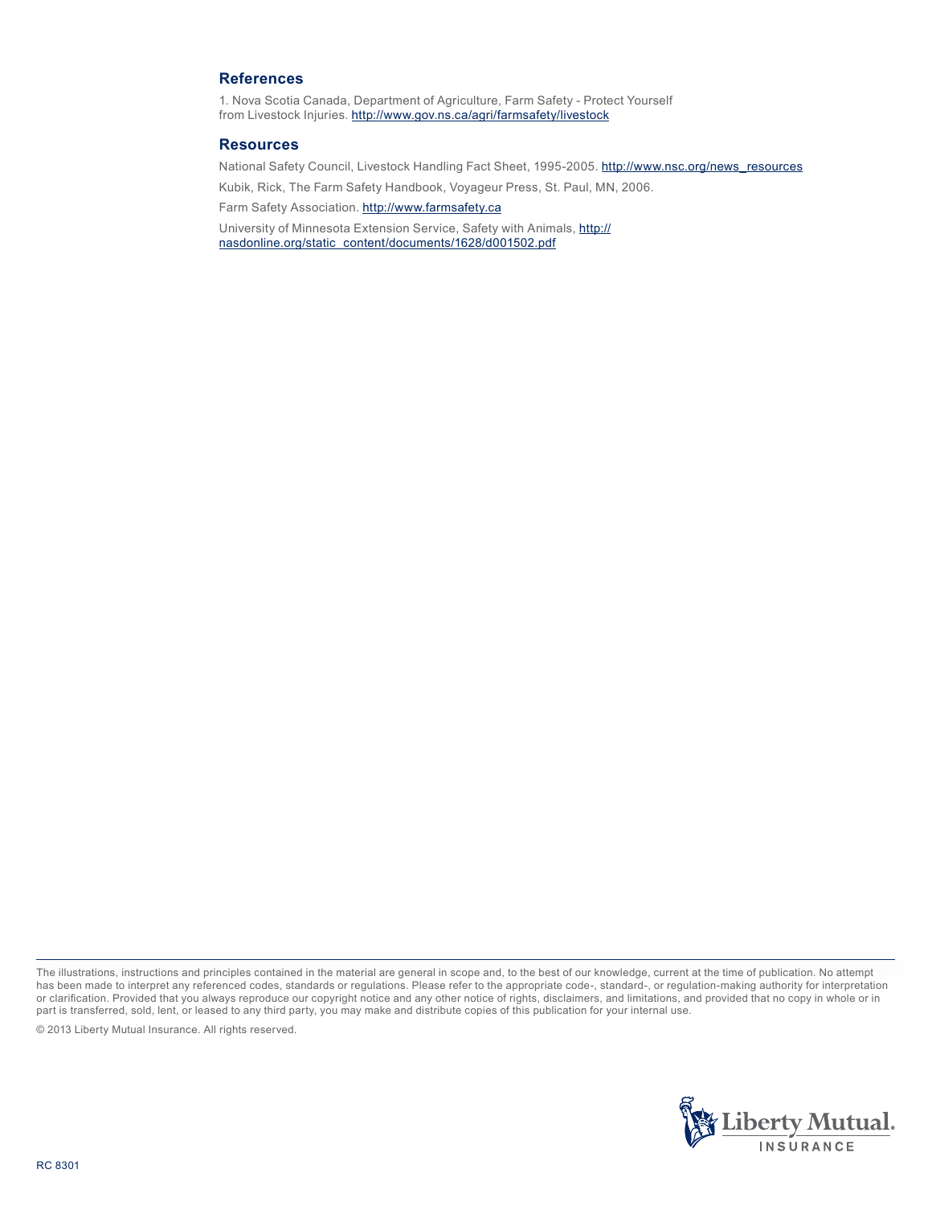## References

1. Nova Scotia Canada, Department of Agriculture, Farm Safety - Protect Yourself from Livestock Injuries. http://www.gov.ns.ca/agri/farmsafety/livestock

## Resources

National Safety Council, Livestock Handling Fact Sheet, 1995-2005. http://www.nsc.org/news_resources

Kubik, Rick, The Farm Safety Handbook, Voyageur Press, St. Paul, MN, 2006.

Farm Safety Association. http://www.farmsafety.ca

University of Minnesota Extension Service, Safety with Animals, http://nasdonline.org/static_content/documents/1628/d001502.pdf

---

The illustrations, instructions and principles contained in the material are general in scope and, to the best of our knowledge, current at the time of publication. No attempt has been made to interpret any referenced codes, standards or regulations. Please refer to the appropriate code-, standard-, or regulation-making authority for interpretation or clarification. Provided that you always reproduce our copyright notice and any other notice of rights, disclaimers, and limitations, and provided that no copy in whole or in part is transferred, sold, lent, or leased to any third party, you may make and distribute copies of this publication for your internal use.

© 2013 Liberty Mutual Insurance. All rights reserved.

Liberty Mutual.
INSURANCE

RC 8301